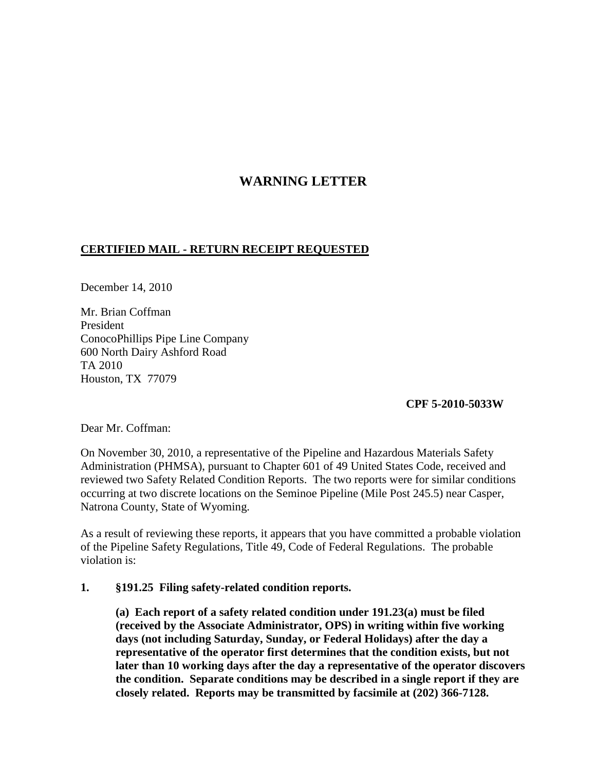# WARNING LETTER

**CERTIFIED MAIL - RETURN RECEIPT REQUESTED**

December 14, 2010

Mr. Brian Coffman
President
ConocoPhillips Pipe Line Company
600 North Dairy Ashford Road
TA 2010
Houston, TX 77079

**CPF 5-2010-5033W**

Dear Mr. Coffman:

On November 30, 2010, a representative of the Pipeline and Hazardous Materials Safety Administration (PHMSA), pursuant to Chapter 601 of 49 United States Code, received and reviewed two Safety Related Condition Reports. The two reports were for similar conditions occurring at two discrete locations on the Seminoe Pipeline (Mile Post 245.5) near Casper, Natrona County, State of Wyoming.

As a result of reviewing these reports, it appears that you have committed a probable violation of the Pipeline Safety Regulations, Title 49, Code of Federal Regulations. The probable violation is:

**1. §191.25 Filing safety-related condition reports.**

**(a) Each report of a safety related condition under 191.23(a) must be filed (received by the Associate Administrator, OPS) in writing within five working days (not including Saturday, Sunday, or Federal Holidays) after the day a representative of the operator first determines that the condition exists, but not later than 10 working days after the day a representative of the operator discovers the condition. Separate conditions may be described in a single report if they are closely related. Reports may be transmitted by facsimile at (202) 366-7128.**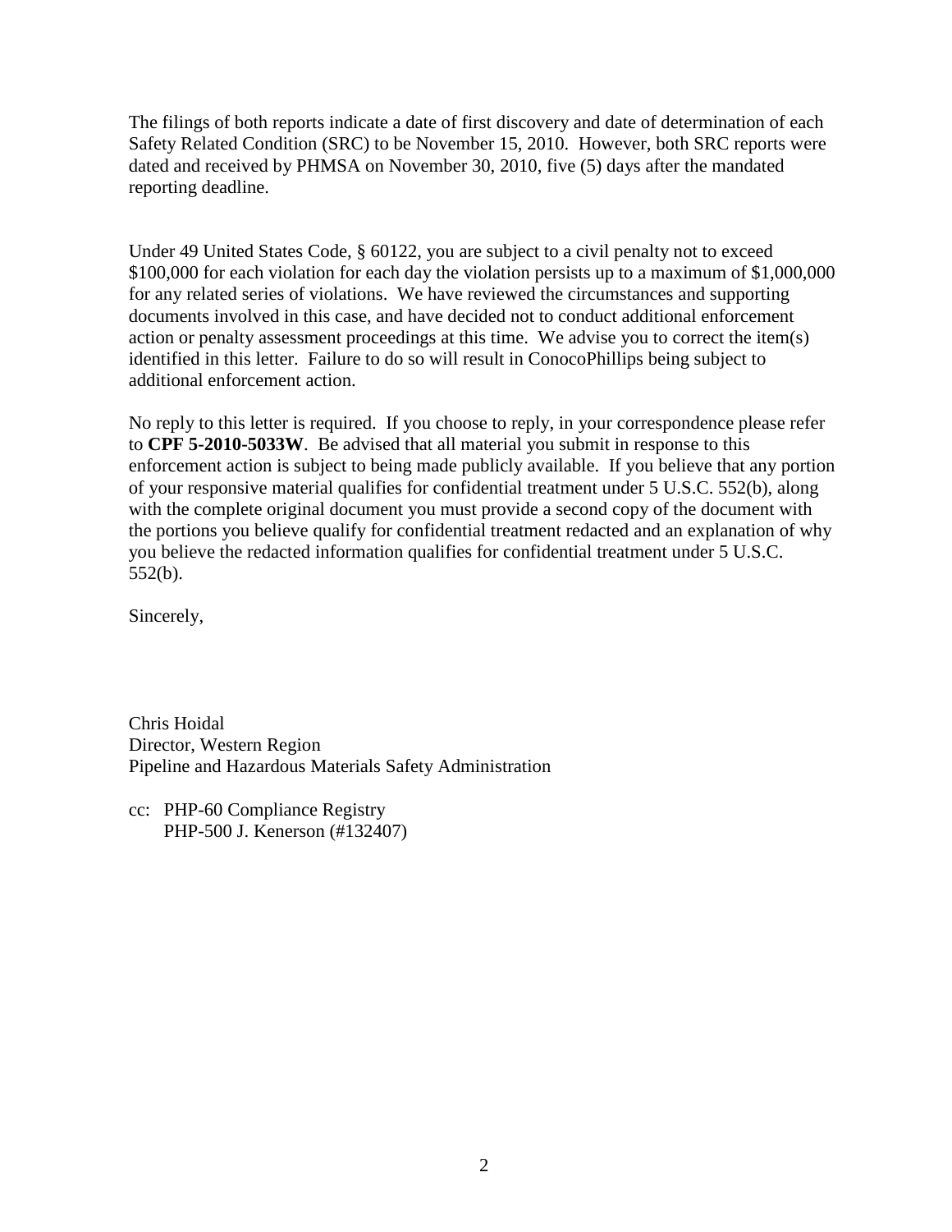The filings of both reports indicate a date of first discovery and date of determination of each Safety Related Condition (SRC) to be November 15, 2010. However, both SRC reports were dated and received by PHMSA on November 30, 2010, five (5) days after the mandated reporting deadline.

Under 49 United States Code, § 60122, you are subject to a civil penalty not to exceed $100,000 for each violation for each day the violation persists up to a maximum of $1,000,000 for any related series of violations. We have reviewed the circumstances and supporting documents involved in this case, and have decided not to conduct additional enforcement action or penalty assessment proceedings at this time. We advise you to correct the item(s) identified in this letter. Failure to do so will result in ConocoPhillips being subject to additional enforcement action.

No reply to this letter is required. If you choose to reply, in your correspondence please refer to **CPF 5-2010-5033W**. Be advised that all material you submit in response to this enforcement action is subject to being made publicly available. If you believe that any portion of your responsive material qualifies for confidential treatment under 5 U.S.C. 552(b), along with the complete original document you must provide a second copy of the document with the portions you believe qualify for confidential treatment redacted and an explanation of why you believe the redacted information qualifies for confidential treatment under 5 U.S.C. 552(b).

Sincerely,

Chris Hoidal
Director, Western Region
Pipeline and Hazardous Materials Safety Administration

cc: PHP-60 Compliance Registry
PHP-500 J. Kenerson (#132407)